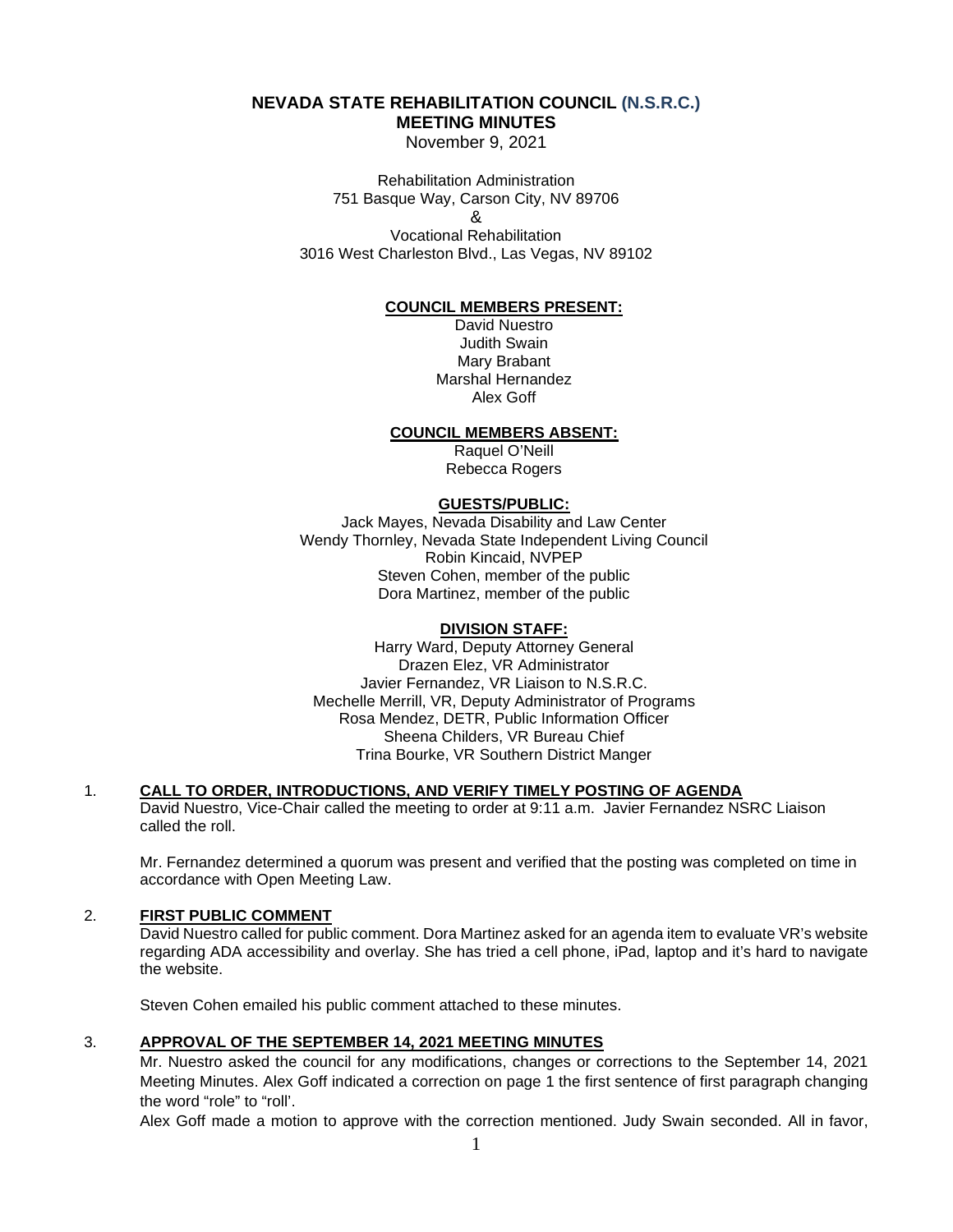# NEVADA STATE REHABILITATION COUNCIL (N.S.R.C.)
# MEETING MINUTES

November 9, 2021

Rehabilitation Administration
751 Basque Way, Carson City, NV 89706
&
Vocational Rehabilitation
3016 West Charleston Blvd., Las Vegas, NV 89102

**COUNCIL MEMBERS PRESENT:**

David Nuestro
Judith Swain
Mary Brabant
Marshal Hernandez
Alex Goff

**COUNCIL MEMBERS ABSENT:**

Raquel O'Neill
Rebecca Rogers

**GUESTS/PUBLIC:**

Jack Mayes, Nevada Disability and Law Center
Wendy Thornley, Nevada State Independent Living Council
Robin Kincaid, NVPEP
Steven Cohen, member of the public
Dora Martinez, member of the public

**DIVISION STAFF:**

Harry Ward, Deputy Attorney General
Drazen Elez, VR Administrator
Javier Fernandez, VR Liaison to N.S.R.C.
Mechelle Merrill, VR, Deputy Administrator of Programs
Rosa Mendez, DETR, Public Information Officer
Sheena Childers, VR Bureau Chief
Trina Bourke, VR Southern District Manger

1. **CALL TO ORDER, INTRODUCTIONS, AND VERIFY TIMELY POSTING OF AGENDA**

   David Nuestro, Vice-Chair called the meeting to order at 9:11 a.m. Javier Fernandez NSRC Liaison called the roll.

   Mr. Fernandez determined a quorum was present and verified that the posting was completed on time in accordance with Open Meeting Law.

2. **FIRST PUBLIC COMMENT**

   David Nuestro called for public comment. Dora Martinez asked for an agenda item to evaluate VR's website regarding ADA accessibility and overlay. She has tried a cell phone, iPad, laptop and it's hard to navigate the website.

   Steven Cohen emailed his public comment attached to these minutes.

3. **APPROVAL OF THE SEPTEMBER 14, 2021 MEETING MINUTES**

   Mr. Nuestro asked the council for any modifications, changes or corrections to the September 14, 2021 Meeting Minutes. Alex Goff indicated a correction on page 1 the first sentence of first paragraph changing the word "role" to "roll'.

   Alex Goff made a motion to approve with the correction mentioned. Judy Swain seconded. All in favor,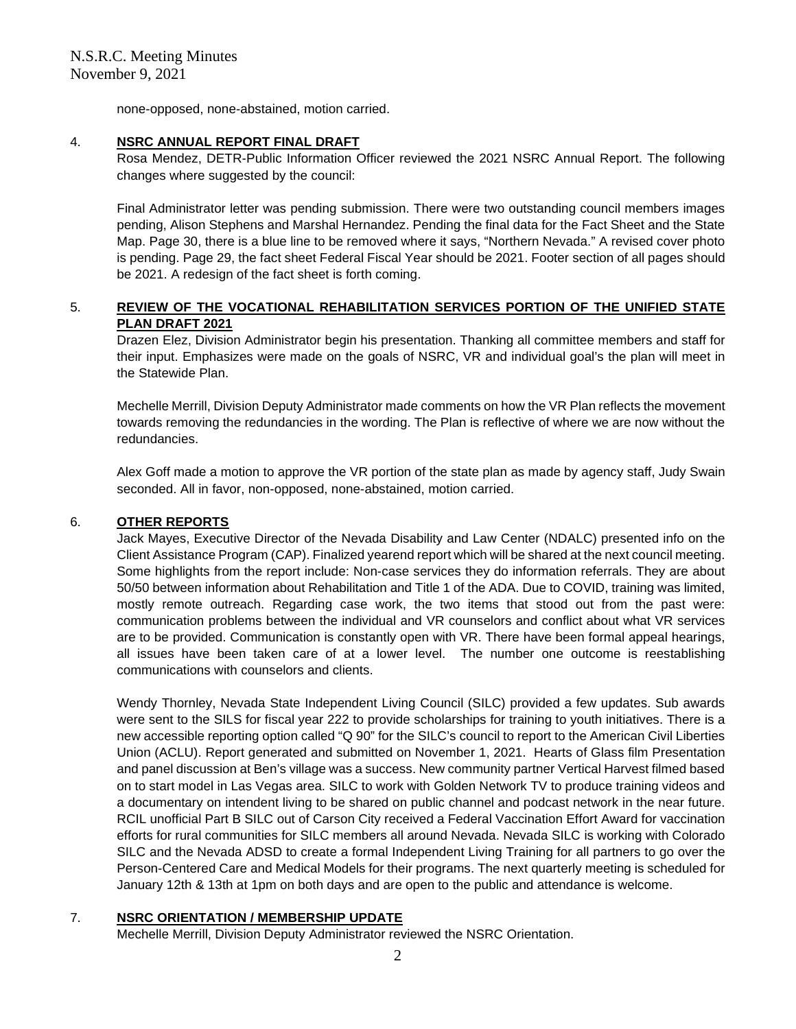none-opposed, none-abstained, motion carried.

4. **NSRC ANNUAL REPORT FINAL DRAFT**

Rosa Mendez, DETR-Public Information Officer reviewed the 2021 NSRC Annual Report. The following changes where suggested by the council:

Final Administrator letter was pending submission. There were two outstanding council members images pending, Alison Stephens and Marshal Hernandez. Pending the final data for the Fact Sheet and the State Map. Page 30, there is a blue line to be removed where it says, "Northern Nevada." A revised cover photo is pending. Page 29, the fact sheet Federal Fiscal Year should be 2021. Footer section of all pages should be 2021. A redesign of the fact sheet is forth coming.

5. **REVIEW OF THE VOCATIONAL REHABILITATION SERVICES PORTION OF THE UNIFIED STATE PLAN DRAFT 2021**

Drazen Elez, Division Administrator begin his presentation. Thanking all committee members and staff for their input. Emphasizes were made on the goals of NSRC, VR and individual goal's the plan will meet in the Statewide Plan.

Mechelle Merrill, Division Deputy Administrator made comments on how the VR Plan reflects the movement towards removing the redundancies in the wording. The Plan is reflective of where we are now without the redundancies.

Alex Goff made a motion to approve the VR portion of the state plan as made by agency staff, Judy Swain seconded. All in favor, non-opposed, none-abstained, motion carried.

6. **OTHER REPORTS**

Jack Mayes, Executive Director of the Nevada Disability and Law Center (NDALC) presented info on the Client Assistance Program (CAP). Finalized yearend report which will be shared at the next council meeting. Some highlights from the report include: Non-case services they do information referrals. They are about 50/50 between information about Rehabilitation and Title 1 of the ADA. Due to COVID, training was limited, mostly remote outreach. Regarding case work, the two items that stood out from the past were: communication problems between the individual and VR counselors and conflict about what VR services are to be provided. Communication is constantly open with VR. There have been formal appeal hearings, all issues have been taken care of at a lower level. The number one outcome is reestablishing communications with counselors and clients.

Wendy Thornley, Nevada State Independent Living Council (SILC) provided a few updates. Sub awards were sent to the SILS for fiscal year 222 to provide scholarships for training to youth initiatives. There is a new accessible reporting option called "Q 90" for the SILC's council to report to the American Civil Liberties Union (ACLU). Report generated and submitted on November 1, 2021. Hearts of Glass film Presentation and panel discussion at Ben's village was a success. New community partner Vertical Harvest filmed based on to start model in Las Vegas area. SILC to work with Golden Network TV to produce training videos and a documentary on intendent living to be shared on public channel and podcast network in the near future. RCIL unofficial Part B SILC out of Carson City received a Federal Vaccination Effort Award for vaccination efforts for rural communities for SILC members all around Nevada. Nevada SILC is working with Colorado SILC and the Nevada ADSD to create a formal Independent Living Training for all partners to go over the Person-Centered Care and Medical Models for their programs. The next quarterly meeting is scheduled for January 12th & 13th at 1pm on both days and are open to the public and attendance is welcome.

7. **NSRC ORIENTATION / MEMBERSHIP UPDATE**

Mechelle Merrill, Division Deputy Administrator reviewed the NSRC Orientation.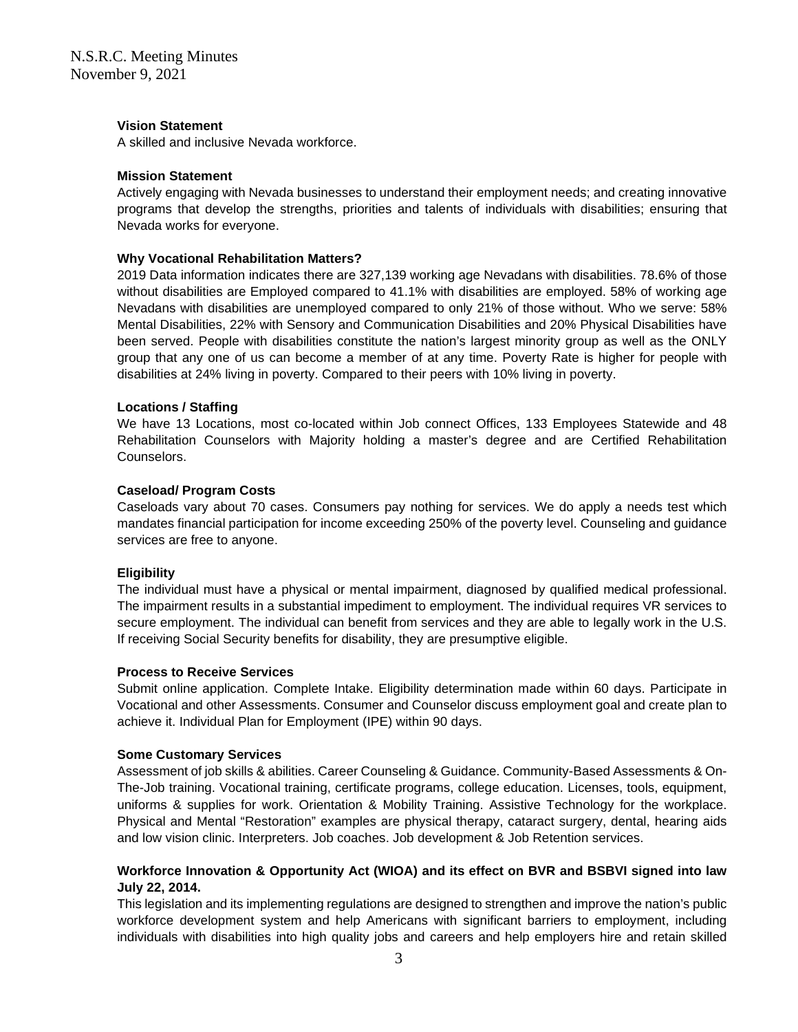**Vision Statement**

A skilled and inclusive Nevada workforce.

**Mission Statement**

Actively engaging with Nevada businesses to understand their employment needs; and creating innovative programs that develop the strengths, priorities and talents of individuals with disabilities; ensuring that Nevada works for everyone.

**Why Vocational Rehabilitation Matters?**

2019 Data information indicates there are 327,139 working age Nevadans with disabilities. 78.6% of those without disabilities are Employed compared to 41.1% with disabilities are employed. 58% of working age Nevadans with disabilities are unemployed compared to only 21% of those without. Who we serve: 58% Mental Disabilities, 22% with Sensory and Communication Disabilities and 20% Physical Disabilities have been served. People with disabilities constitute the nation's largest minority group as well as the ONLY group that any one of us can become a member of at any time. Poverty Rate is higher for people with disabilities at 24% living in poverty. Compared to their peers with 10% living in poverty.

**Locations / Staffing**

We have 13 Locations, most co-located within Job connect Offices, 133 Employees Statewide and 48 Rehabilitation Counselors with Majority holding a master's degree and are Certified Rehabilitation Counselors.

**Caseload/ Program Costs**

Caseloads vary about 70 cases. Consumers pay nothing for services. We do apply a needs test which mandates financial participation for income exceeding 250% of the poverty level. Counseling and guidance services are free to anyone.

**Eligibility**

The individual must have a physical or mental impairment, diagnosed by qualified medical professional. The impairment results in a substantial impediment to employment. The individual requires VR services to secure employment. The individual can benefit from services and they are able to legally work in the U.S. If receiving Social Security benefits for disability, they are presumptive eligible.

**Process to Receive Services**

Submit online application. Complete Intake. Eligibility determination made within 60 days. Participate in Vocational and other Assessments. Consumer and Counselor discuss employment goal and create plan to achieve it. Individual Plan for Employment (IPE) within 90 days.

**Some Customary Services**

Assessment of job skills & abilities. Career Counseling & Guidance. Community-Based Assessments & On-The-Job training. Vocational training, certificate programs, college education. Licenses, tools, equipment, uniforms & supplies for work. Orientation & Mobility Training. Assistive Technology for the workplace. Physical and Mental "Restoration" examples are physical therapy, cataract surgery, dental, hearing aids and low vision clinic. Interpreters. Job coaches. Job development & Job Retention services.

**Workforce Innovation & Opportunity Act (WIOA) and its effect on BVR and BSBVI signed into law July 22, 2014.**

This legislation and its implementing regulations are designed to strengthen and improve the nation's public workforce development system and help Americans with significant barriers to employment, including individuals with disabilities into high quality jobs and careers and help employers hire and retain skilled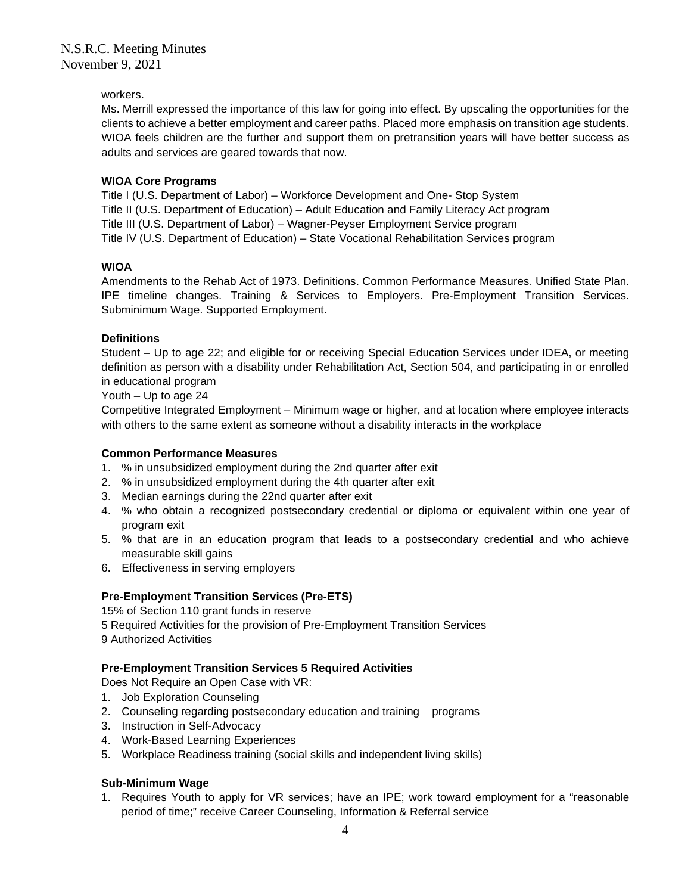workers.

Ms. Merrill expressed the importance of this law for going into effect. By upscaling the opportunities for the clients to achieve a better employment and career paths. Placed more emphasis on transition age students. WIOA feels children are the further and support them on pretransition years will have better success as adults and services are geared towards that now.

**WIOA Core Programs**

Title I (U.S. Department of Labor) – Workforce Development and One- Stop System
Title II (U.S. Department of Education) – Adult Education and Family Literacy Act program
Title III (U.S. Department of Labor) – Wagner-Peyser Employment Service program
Title IV (U.S. Department of Education) – State Vocational Rehabilitation Services program

**WIOA**

Amendments to the Rehab Act of 1973. Definitions. Common Performance Measures. Unified State Plan. IPE timeline changes. Training & Services to Employers. Pre-Employment Transition Services. Subminimum Wage. Supported Employment.

**Definitions**

Student – Up to age 22; and eligible for or receiving Special Education Services under IDEA, or meeting definition as person with a disability under Rehabilitation Act, Section 504, and participating in or enrolled in educational program

Youth – Up to age 24

Competitive Integrated Employment – Minimum wage or higher, and at location where employee interacts with others to the same extent as someone without a disability interacts in the workplace

**Common Performance Measures**

1. % in unsubsidized employment during the 2nd quarter after exit
2. % in unsubsidized employment during the 4th quarter after exit
3. Median earnings during the 22nd quarter after exit
4. % who obtain a recognized postsecondary credential or diploma or equivalent within one year of program exit
5. % that are in an education program that leads to a postsecondary credential and who achieve measurable skill gains
6. Effectiveness in serving employers

**Pre-Employment Transition Services (Pre-ETS)**

15% of Section 110 grant funds in reserve
5 Required Activities for the provision of Pre-Employment Transition Services
9 Authorized Activities

**Pre-Employment Transition Services 5 Required Activities**

Does Not Require an Open Case with VR:

1. Job Exploration Counseling
2. Counseling regarding postsecondary education and training programs
3. Instruction in Self-Advocacy
4. Work-Based Learning Experiences
5. Workplace Readiness training (social skills and independent living skills)

**Sub-Minimum Wage**

1. Requires Youth to apply for VR services; have an IPE; work toward employment for a "reasonable period of time;" receive Career Counseling, Information & Referral service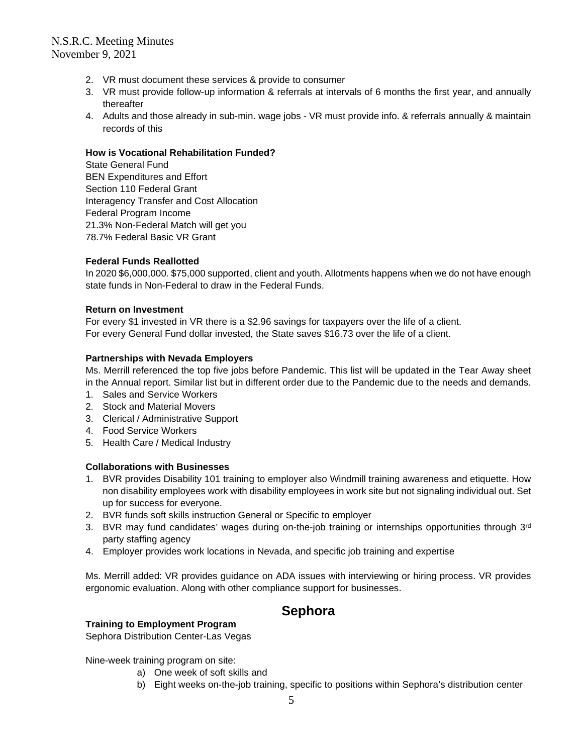2. VR must document these services & provide to consumer
3. VR must provide follow-up information & referrals at intervals of 6 months the first year, and annually thereafter
4. Adults and those already in sub-min. wage jobs - VR must provide info. & referrals annually & maintain records of this

**How is Vocational Rehabilitation Funded?**

State General Fund
BEN Expenditures and Effort
Section 110 Federal Grant
Interagency Transfer and Cost Allocation
Federal Program Income
21.3% Non-Federal Match will get you
78.7% Federal Basic VR Grant

**Federal Funds Reallotted**

In 2020 $6,000,000. $75,000 supported, client and youth. Allotments happens when we do not have enough state funds in Non-Federal to draw in the Federal Funds.

**Return on Investment**

For every $1 invested in VR there is a $2.96 savings for taxpayers over the life of a client.
For every General Fund dollar invested, the State saves $16.73 over the life of a client.

**Partnerships with Nevada Employers**

Ms. Merrill referenced the top five jobs before Pandemic. This list will be updated in the Tear Away sheet in the Annual report. Similar list but in different order due to the Pandemic due to the needs and demands.

1. Sales and Service Workers
2. Stock and Material Movers
3. Clerical / Administrative Support
4. Food Service Workers
5. Health Care / Medical Industry

**Collaborations with Businesses**

1. BVR provides Disability 101 training to employer also Windmill training awareness and etiquette. How non disability employees work with disability employees in work site but not signaling individual out. Set up for success for everyone.
2. BVR funds soft skills instruction General or Specific to employer
3. BVR may fund candidates' wages during on-the-job training or internships opportunities through 3rd party staffing agency
4. Employer provides work locations in Nevada, and specific job training and expertise

Ms. Merrill added: VR provides guidance on ADA issues with interviewing or hiring process. VR provides ergonomic evaluation. Along with other compliance support for businesses.

## Sephora

**Training to Employment Program**

Sephora Distribution Center-Las Vegas

Nine-week training program on site:

a) One week of soft skills and
b) Eight weeks on-the-job training, specific to positions within Sephora's distribution center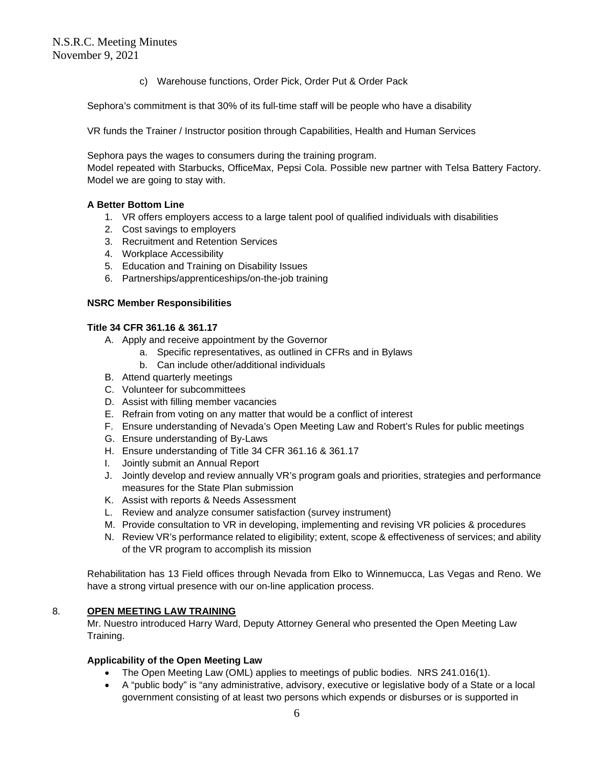c) Warehouse functions, Order Pick, Order Put & Order Pack

Sephora's commitment is that 30% of its full-time staff will be people who have a disability

VR funds the Trainer / Instructor position through Capabilities, Health and Human Services

Sephora pays the wages to consumers during the training program.
Model repeated with Starbucks, OfficeMax, Pepsi Cola. Possible new partner with Telsa Battery Factory. Model we are going to stay with.

**A Better Bottom Line**

1. VR offers employers access to a large talent pool of qualified individuals with disabilities
2. Cost savings to employers
3. Recruitment and Retention Services
4. Workplace Accessibility
5. Education and Training on Disability Issues
6. Partnerships/apprenticeships/on-the-job training

**NSRC Member Responsibilities**

**Title 34 CFR 361.16 & 361.17**

A. Apply and receive appointment by the Governor
   a. Specific representatives, as outlined in CFRs and in Bylaws
   b. Can include other/additional individuals
B. Attend quarterly meetings
C. Volunteer for subcommittees
D. Assist with filling member vacancies
E. Refrain from voting on any matter that would be a conflict of interest
F. Ensure understanding of Nevada's Open Meeting Law and Robert's Rules for public meetings
G. Ensure understanding of By-Laws
H. Ensure understanding of Title 34 CFR 361.16 & 361.17
I. Jointly submit an Annual Report
J. Jointly develop and review annually VR's program goals and priorities, strategies and performance measures for the State Plan submission
K. Assist with reports & Needs Assessment
L. Review and analyze consumer satisfaction (survey instrument)
M. Provide consultation to VR in developing, implementing and revising VR policies & procedures
N. Review VR's performance related to eligibility; extent, scope & effectiveness of services; and ability of the VR program to accomplish its mission

Rehabilitation has 13 Field offices through Nevada from Elko to Winnemucca, Las Vegas and Reno. We have a strong virtual presence with our on-line application process.

8. **OPEN MEETING LAW TRAINING**

Mr. Nuestro introduced Harry Ward, Deputy Attorney General who presented the Open Meeting Law Training.

**Applicability of the Open Meeting Law**

- The Open Meeting Law (OML) applies to meetings of public bodies. NRS 241.016(1).
- A "public body" is "any administrative, advisory, executive or legislative body of a State or a local government consisting of at least two persons which expends or disburses or is supported in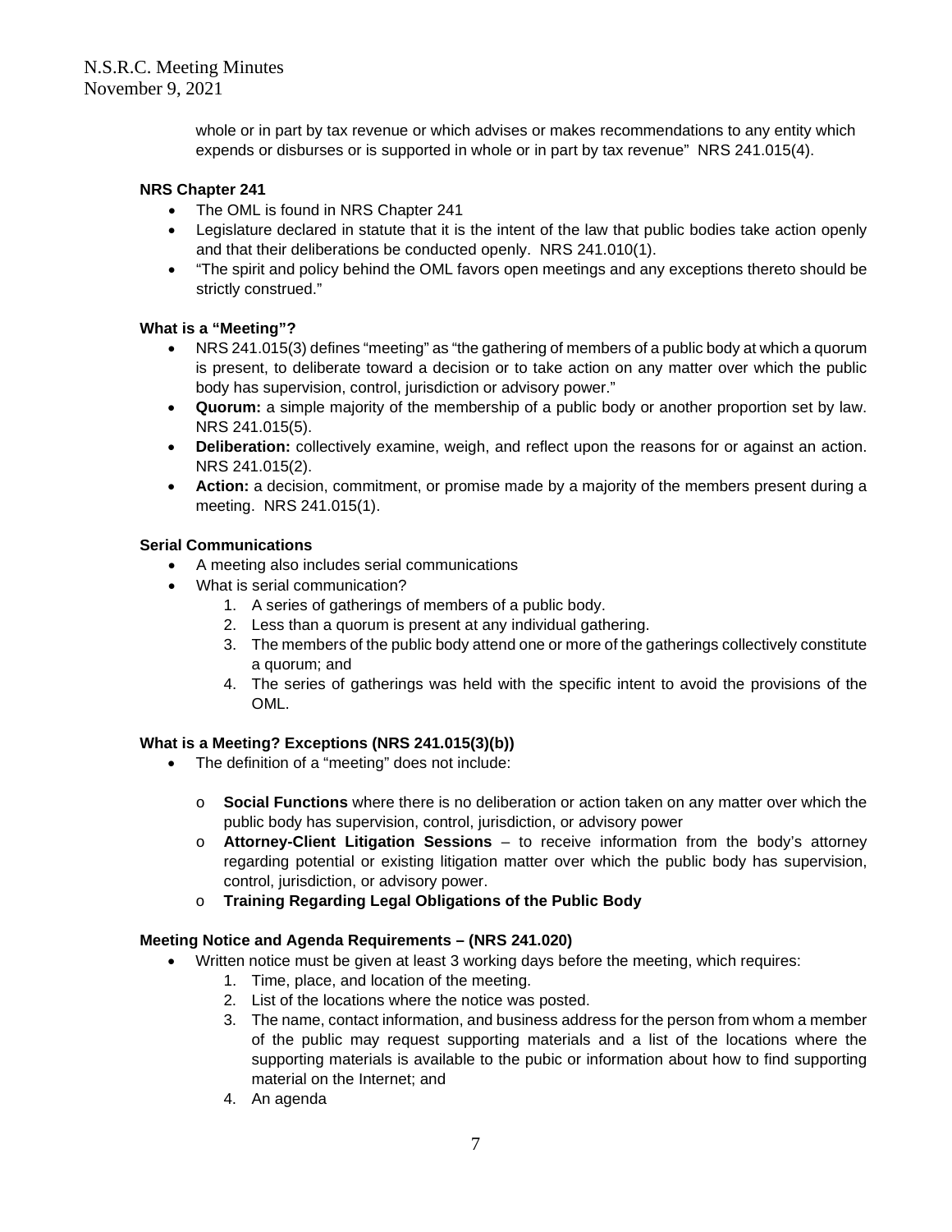whole or in part by tax revenue or which advises or makes recommendations to any entity which expends or disburses or is supported in whole or in part by tax revenue" NRS 241.015(4).

**NRS Chapter 241**

- The OML is found in NRS Chapter 241
- Legislature declared in statute that it is the intent of the law that public bodies take action openly and that their deliberations be conducted openly. NRS 241.010(1).
- "The spirit and policy behind the OML favors open meetings and any exceptions thereto should be strictly construed."

**What is a "Meeting"?**

- NRS 241.015(3) defines "meeting" as "the gathering of members of a public body at which a quorum is present, to deliberate toward a decision or to take action on any matter over which the public body has supervision, control, jurisdiction or advisory power."
- **Quorum:** a simple majority of the membership of a public body or another proportion set by law. NRS 241.015(5).
- **Deliberation:** collectively examine, weigh, and reflect upon the reasons for or against an action. NRS 241.015(2).
- **Action:** a decision, commitment, or promise made by a majority of the members present during a meeting. NRS 241.015(1).

**Serial Communications**

- A meeting also includes serial communications
- What is serial communication?
  1. A series of gatherings of members of a public body.
  2. Less than a quorum is present at any individual gathering.
  3. The members of the public body attend one or more of the gatherings collectively constitute a quorum; and
  4. The series of gatherings was held with the specific intent to avoid the provisions of the OML.

**What is a Meeting? Exceptions (NRS 241.015(3)(b))**

- The definition of a "meeting" does not include:
  - **Social Functions** where there is no deliberation or action taken on any matter over which the public body has supervision, control, jurisdiction, or advisory power
  - **Attorney-Client Litigation Sessions** – to receive information from the body's attorney regarding potential or existing litigation matter over which the public body has supervision, control, jurisdiction, or advisory power.
  - **Training Regarding Legal Obligations of the Public Body**

**Meeting Notice and Agenda Requirements – (NRS 241.020)**

- Written notice must be given at least 3 working days before the meeting, which requires:
  1. Time, place, and location of the meeting.
  2. List of the locations where the notice was posted.
  3. The name, contact information, and business address for the person from whom a member of the public may request supporting materials and a list of the locations where the supporting materials is available to the pubic or information about how to find supporting material on the Internet; and
  4. An agenda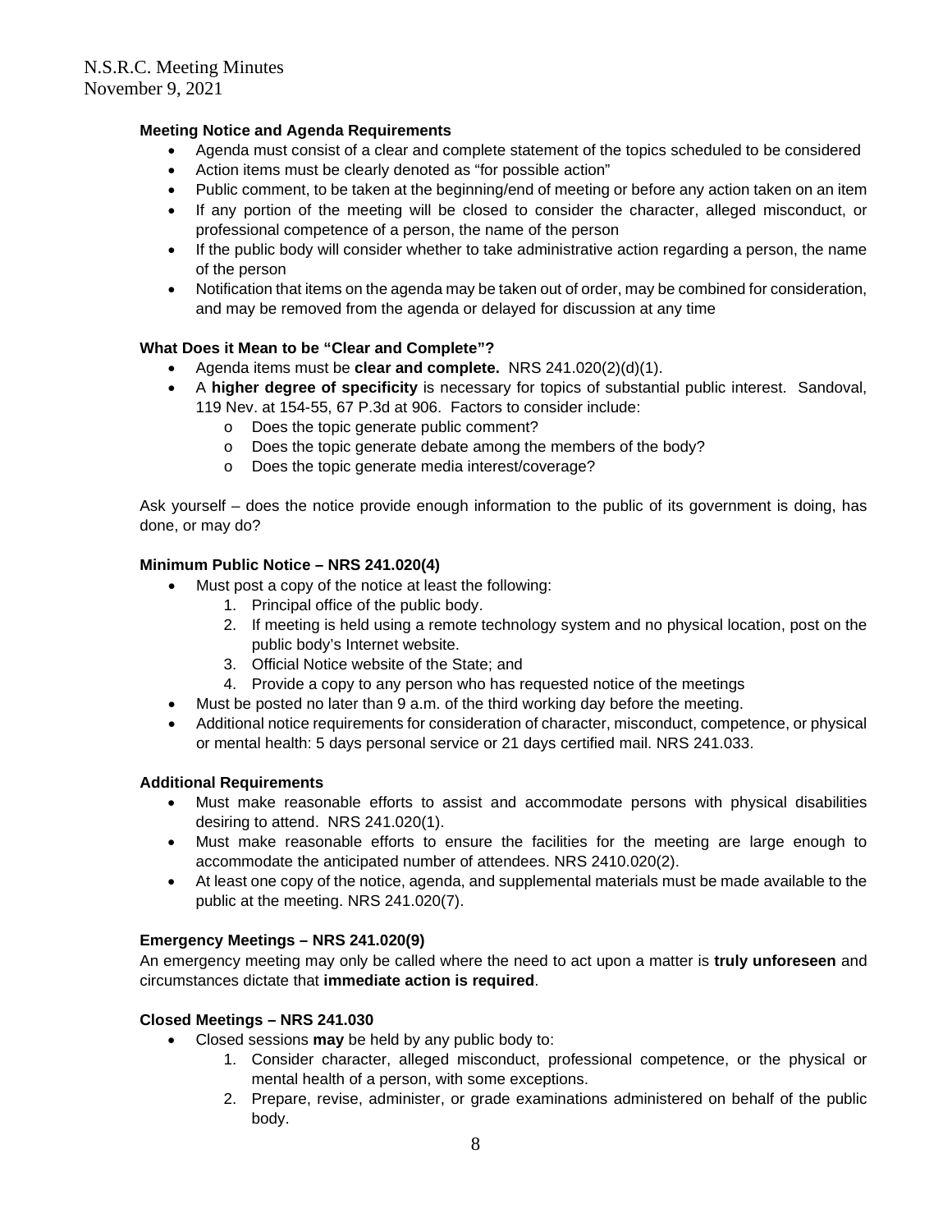**Meeting Notice and Agenda Requirements**

- Agenda must consist of a clear and complete statement of the topics scheduled to be considered
- Action items must be clearly denoted as "for possible action"
- Public comment, to be taken at the beginning/end of meeting or before any action taken on an item
- If any portion of the meeting will be closed to consider the character, alleged misconduct, or professional competence of a person, the name of the person
- If the public body will consider whether to take administrative action regarding a person, the name of the person
- Notification that items on the agenda may be taken out of order, may be combined for consideration, and may be removed from the agenda or delayed for discussion at any time

**What Does it Mean to be "Clear and Complete"?**

- Agenda items must be **clear and complete.** NRS 241.020(2)(d)(1).
- A **higher degree of specificity** is necessary for topics of substantial public interest. Sandoval, 119 Nev. at 154-55, 67 P.3d at 906. Factors to consider include:
  - Does the topic generate public comment?
  - Does the topic generate debate among the members of the body?
  - Does the topic generate media interest/coverage?

Ask yourself – does the notice provide enough information to the public of its government is doing, has done, or may do?

**Minimum Public Notice – NRS 241.020(4)**

- Must post a copy of the notice at least the following:
  1. Principal office of the public body.
  2. If meeting is held using a remote technology system and no physical location, post on the public body's Internet website.
  3. Official Notice website of the State; and
  4. Provide a copy to any person who has requested notice of the meetings
- Must be posted no later than 9 a.m. of the third working day before the meeting.
- Additional notice requirements for consideration of character, misconduct, competence, or physical or mental health: 5 days personal service or 21 days certified mail. NRS 241.033.

**Additional Requirements**

- Must make reasonable efforts to assist and accommodate persons with physical disabilities desiring to attend. NRS 241.020(1).
- Must make reasonable efforts to ensure the facilities for the meeting are large enough to accommodate the anticipated number of attendees. NRS 2410.020(2).
- At least one copy of the notice, agenda, and supplemental materials must be made available to the public at the meeting. NRS 241.020(7).

**Emergency Meetings – NRS 241.020(9)**

An emergency meeting may only be called where the need to act upon a matter is **truly unforeseen** and circumstances dictate that **immediate action is required**.

**Closed Meetings – NRS 241.030**

- Closed sessions **may** be held by any public body to:
  1. Consider character, alleged misconduct, professional competence, or the physical or mental health of a person, with some exceptions.
  2. Prepare, revise, administer, or grade examinations administered on behalf of the public body.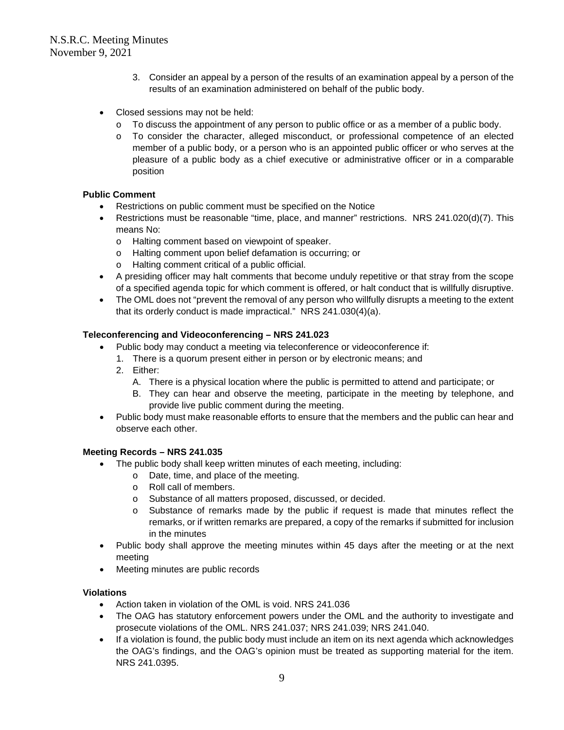3. Consider an appeal by a person of the results of an examination appeal by a person of the results of an examination administered on behalf of the public body.

- Closed sessions may not be held:
  - To discuss the appointment of any person to public office or as a member of a public body.
  - To consider the character, alleged misconduct, or professional competence of an elected member of a public body, or a person who is an appointed public officer or who serves at the pleasure of a public body as a chief executive or administrative officer or in a comparable position

**Public Comment**

- Restrictions on public comment must be specified on the Notice
- Restrictions must be reasonable "time, place, and manner" restrictions. NRS 241.020(d)(7). This means No:
  - Halting comment based on viewpoint of speaker.
  - Halting comment upon belief defamation is occurring; or
  - Halting comment critical of a public official.
- A presiding officer may halt comments that become unduly repetitive or that stray from the scope of a specified agenda topic for which comment is offered, or halt conduct that is willfully disruptive.
- The OML does not "prevent the removal of any person who willfully disrupts a meeting to the extent that its orderly conduct is made impractical." NRS 241.030(4)(a).

**Teleconferencing and Videoconferencing – NRS 241.023**

- Public body may conduct a meeting via teleconference or videoconference if:
  1. There is a quorum present either in person or by electronic means; and
  2. Either:
     A. There is a physical location where the public is permitted to attend and participate; or
     B. They can hear and observe the meeting, participate in the meeting by telephone, and provide live public comment during the meeting.
- Public body must make reasonable efforts to ensure that the members and the public can hear and observe each other.

**Meeting Records – NRS 241.035**

- The public body shall keep written minutes of each meeting, including:
  - Date, time, and place of the meeting.
  - Roll call of members.
  - Substance of all matters proposed, discussed, or decided.
  - Substance of remarks made by the public if request is made that minutes reflect the remarks, or if written remarks are prepared, a copy of the remarks if submitted for inclusion in the minutes
- Public body shall approve the meeting minutes within 45 days after the meeting or at the next meeting
- Meeting minutes are public records

**Violations**

- Action taken in violation of the OML is void. NRS 241.036
- The OAG has statutory enforcement powers under the OML and the authority to investigate and prosecute violations of the OML. NRS 241.037; NRS 241.039; NRS 241.040.
- If a violation is found, the public body must include an item on its next agenda which acknowledges the OAG's findings, and the OAG's opinion must be treated as supporting material for the item. NRS 241.0395.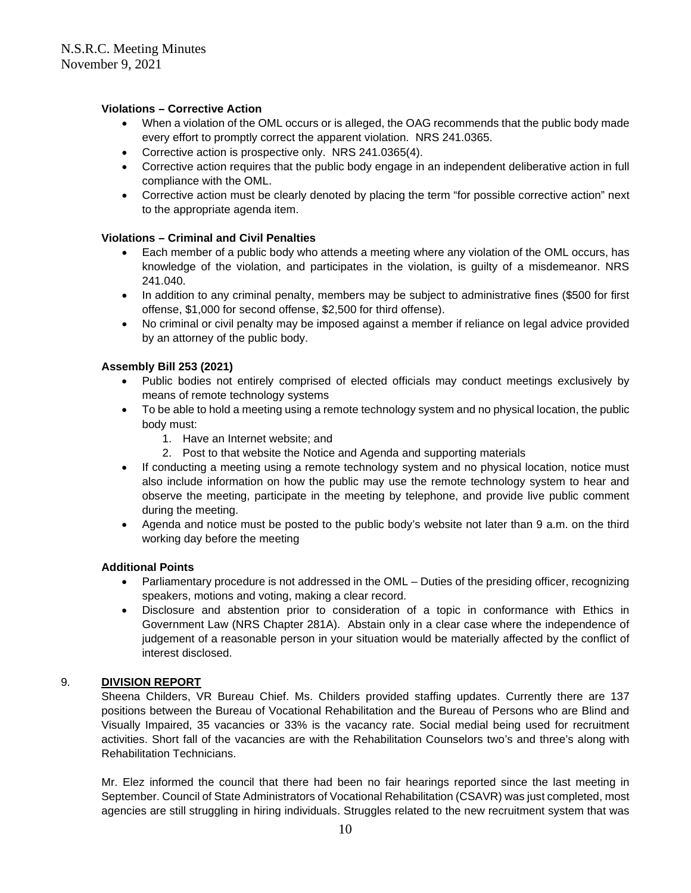**Violations – Corrective Action**

- When a violation of the OML occurs or is alleged, the OAG recommends that the public body made every effort to promptly correct the apparent violation. NRS 241.0365.
- Corrective action is prospective only. NRS 241.0365(4).
- Corrective action requires that the public body engage in an independent deliberative action in full compliance with the OML.
- Corrective action must be clearly denoted by placing the term "for possible corrective action" next to the appropriate agenda item.

**Violations – Criminal and Civil Penalties**

- Each member of a public body who attends a meeting where any violation of the OML occurs, has knowledge of the violation, and participates in the violation, is guilty of a misdemeanor. NRS 241.040.
- In addition to any criminal penalty, members may be subject to administrative fines ($500 for first offense, $1,000 for second offense, $2,500 for third offense).
- No criminal or civil penalty may be imposed against a member if reliance on legal advice provided by an attorney of the public body.

**Assembly Bill 253 (2021)**

- Public bodies not entirely comprised of elected officials may conduct meetings exclusively by means of remote technology systems
- To be able to hold a meeting using a remote technology system and no physical location, the public body must:
  1. Have an Internet website; and
  2. Post to that website the Notice and Agenda and supporting materials
- If conducting a meeting using a remote technology system and no physical location, notice must also include information on how the public may use the remote technology system to hear and observe the meeting, participate in the meeting by telephone, and provide live public comment during the meeting.
- Agenda and notice must be posted to the public body's website not later than 9 a.m. on the third working day before the meeting

**Additional Points**

- Parliamentary procedure is not addressed in the OML – Duties of the presiding officer, recognizing speakers, motions and voting, making a clear record.
- Disclosure and abstention prior to consideration of a topic in conformance with Ethics in Government Law (NRS Chapter 281A). Abstain only in a clear case where the independence of judgement of a reasonable person in your situation would be materially affected by the conflict of interest disclosed.

9. **DIVISION REPORT**

Sheena Childers, VR Bureau Chief. Ms. Childers provided staffing updates. Currently there are 137 positions between the Bureau of Vocational Rehabilitation and the Bureau of Persons who are Blind and Visually Impaired, 35 vacancies or 33% is the vacancy rate. Social medial being used for recruitment activities. Short fall of the vacancies are with the Rehabilitation Counselors two's and three's along with Rehabilitation Technicians.

Mr. Elez informed the council that there had been no fair hearings reported since the last meeting in September. Council of State Administrators of Vocational Rehabilitation (CSAVR) was just completed, most agencies are still struggling in hiring individuals. Struggles related to the new recruitment system that was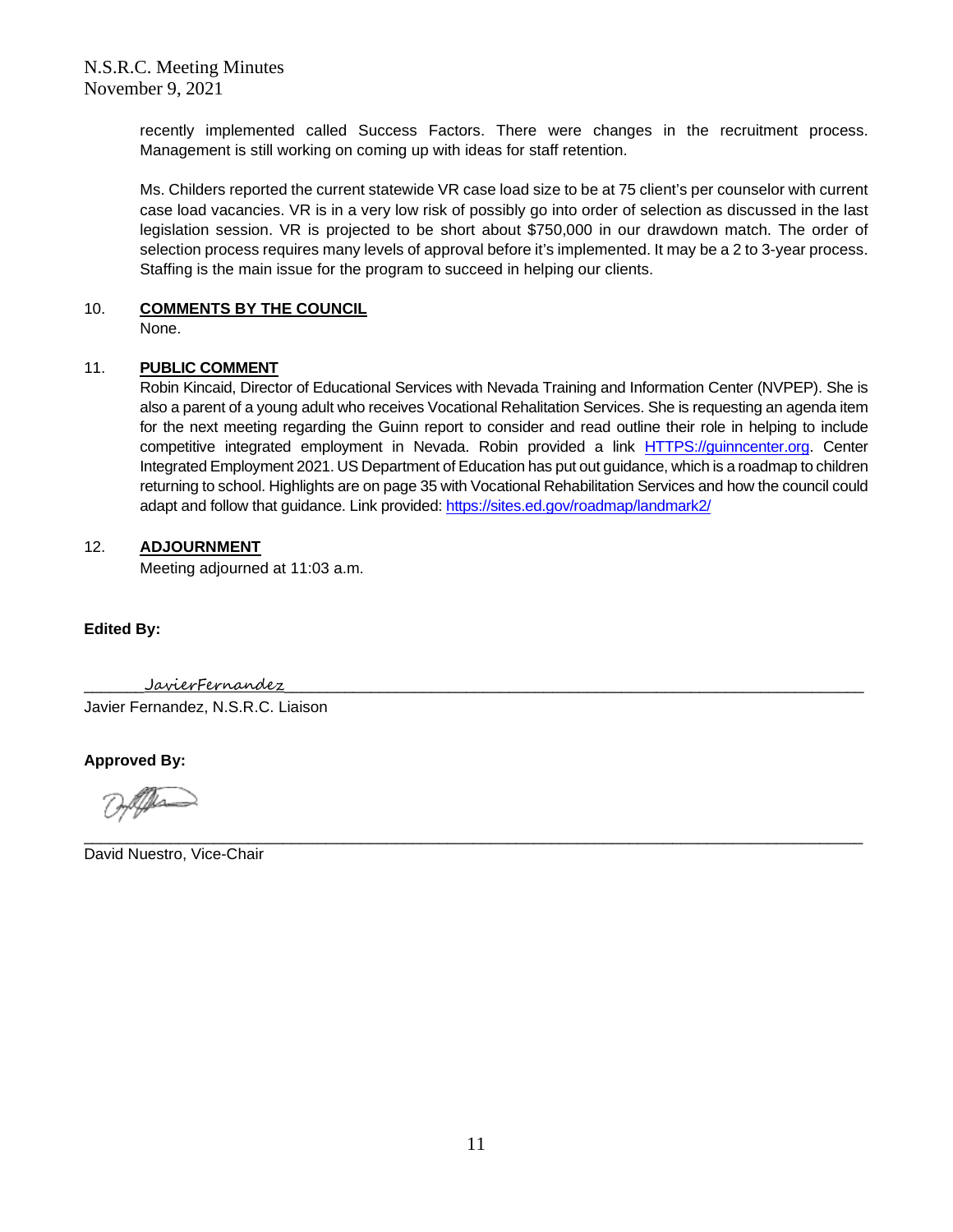recently implemented called Success Factors. There were changes in the recruitment process. Management is still working on coming up with ideas for staff retention.

Ms. Childers reported the current statewide VR case load size to be at 75 client's per counselor with current case load vacancies. VR is in a very low risk of possibly go into order of selection as discussed in the last legislation session. VR is projected to be short about $750,000 in our drawdown match. The order of selection process requires many levels of approval before it's implemented. It may be a 2 to 3-year process. Staffing is the main issue for the program to succeed in helping our clients.

10. **COMMENTS BY THE COUNCIL**

None.

11. **PUBLIC COMMENT**

Robin Kincaid, Director of Educational Services with Nevada Training and Information Center (NVPEP). She is also a parent of a young adult who receives Vocational Rehalitation Services. She is requesting an agenda item for the next meeting regarding the Guinn report to consider and read outline their role in helping to include competitive integrated employment in Nevada. Robin provided a link [HTTPS://guinncenter.org](HTTPS://guinncenter.org). Center Integrated Employment 2021. US Department of Education has put out guidance, which is a roadmap to children returning to school. Highlights are on page 35 with Vocational Rehabilitation Services and how the council could adapt and follow that guidance. Link provided: [https://sites.ed.gov/roadmap/landmark2/](https://sites.ed.gov/roadmap/landmark2/)

12. **ADJOURNMENT**

Meeting adjourned at 11:03 a.m.

**Edited By:**

_______JavierFernandez_______________________________________

Javier Fernandez, N.S.R.C. Liaison

**Approved By:**

_____________________________________________________________

David Nuestro, Vice-Chair